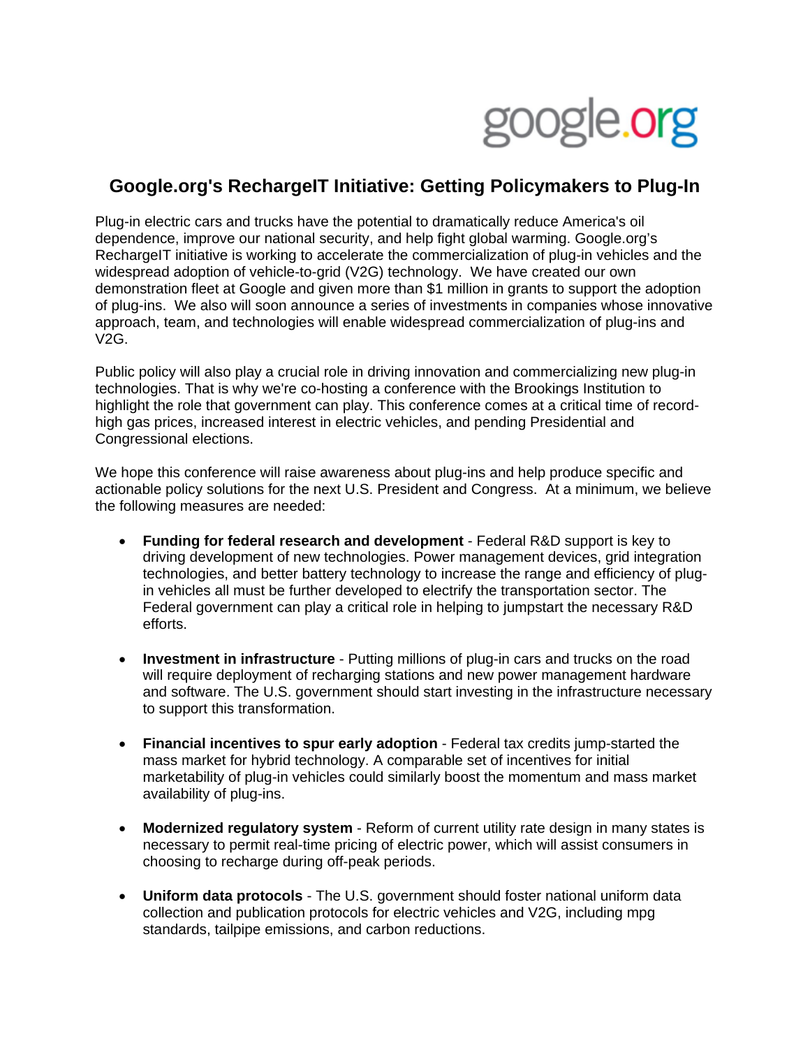google.org

# Google.org's RechargeIT Initiative: Getting Policymakers to Plug-In

Plug-in electric cars and trucks have the potential to dramatically reduce America's oil dependence, improve our national security, and help fight global warming. Google.org's RechargeIT initiative is working to accelerate the commercialization of plug-in vehicles and the widespread adoption of vehicle-to-grid (V2G) technology. We have created our own demonstration fleet at Google and given more than $1 million in grants to support the adoption of plug-ins. We also will soon announce a series of investments in companies whose innovative approach, team, and technologies will enable widespread commercialization of plug-ins and V2G.

Public policy will also play a crucial role in driving innovation and commercializing new plug-in technologies. That is why we're co-hosting a conference with the Brookings Institution to highlight the role that government can play. This conference comes at a critical time of record-high gas prices, increased interest in electric vehicles, and pending Presidential and Congressional elections.

We hope this conference will raise awareness about plug-ins and help produce specific and actionable policy solutions for the next U.S. President and Congress. At a minimum, we believe the following measures are needed:

- **Funding for federal research and development** - Federal R&D support is key to driving development of new technologies. Power management devices, grid integration technologies, and better battery technology to increase the range and efficiency of plug-in vehicles all must be further developed to electrify the transportation sector. The Federal government can play a critical role in helping to jumpstart the necessary R&D efforts.

- **Investment in infrastructure** - Putting millions of plug-in cars and trucks on the road will require deployment of recharging stations and new power management hardware and software. The U.S. government should start investing in the infrastructure necessary to support this transformation.

- **Financial incentives to spur early adoption** - Federal tax credits jump-started the mass market for hybrid technology. A comparable set of incentives for initial marketability of plug-in vehicles could similarly boost the momentum and mass market availability of plug-ins.

- **Modernized regulatory system** - Reform of current utility rate design in many states is necessary to permit real-time pricing of electric power, which will assist consumers in choosing to recharge during off-peak periods.

- **Uniform data protocols** - The U.S. government should foster national uniform data collection and publication protocols for electric vehicles and V2G, including mpg standards, tailpipe emissions, and carbon reductions.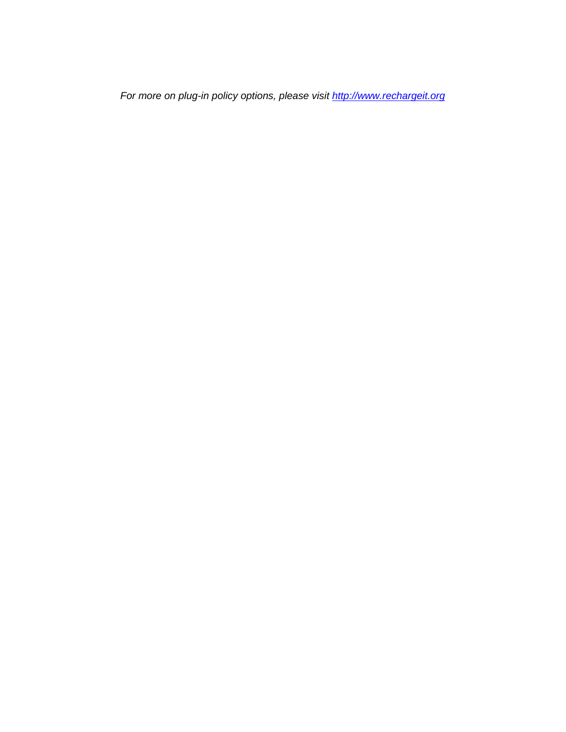*For more on plug-in policy options, please visit [http://www.rechargeit.org](http://www.rechargeit.org)*